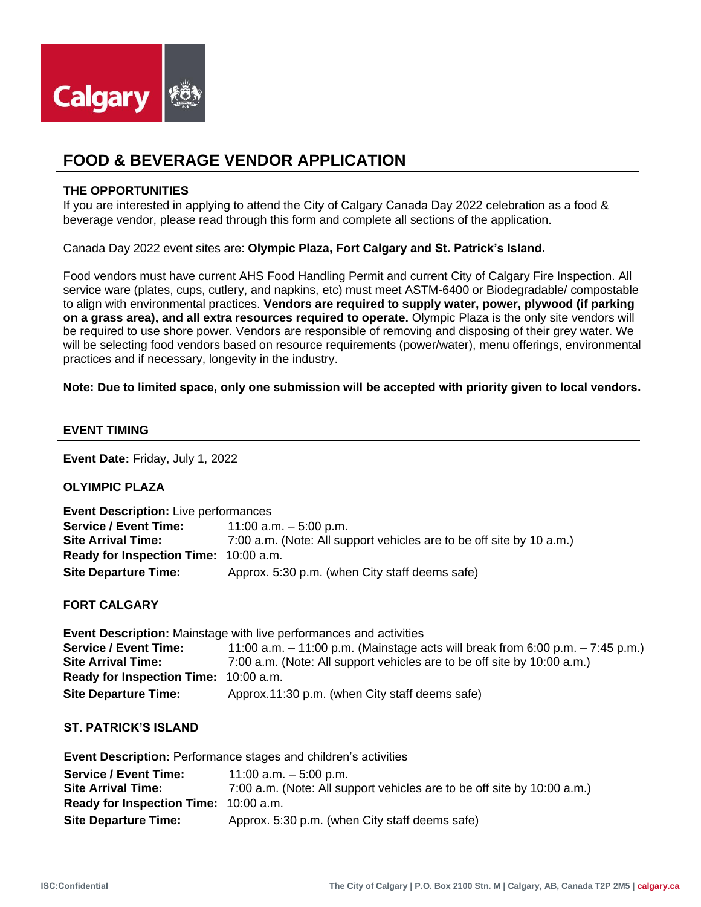# FOOD & BEVERAGE VENDOR APPLICATION

### THE OPPORTUNITIES

If you are interested in applying to attend the City of Calgary Canada Day 2022 celebration as a food & beverage vendor, please read through this form and complete all sections of the application.

Canada Day 2022 event sites are: **Olympic Plaza, Fort Calgary and St. Patrick's Island.**

Food vendors must have current AHS Food Handling Permit and current City of Calgary Fire Inspection. All service ware (plates, cups, cutlery, and napkins, etc) must meet ASTM-6400 or Biodegradable/ compostable to align with environmental practices. **Vendors are required to supply water, power, plywood (if parking on a grass area), and all extra resources required to operate.** Olympic Plaza is the only site vendors will be required to use shore power. Vendors are responsible of removing and disposing of their grey water. We will be selecting food vendors based on resource requirements (power/water), menu offerings, environmental practices and if necessary, longevity in the industry.

**Note: Due to limited space, only one submission will be accepted with priority given to local vendors.**

### EVENT TIMING

**Event Date:** Friday, July 1, 2022

#### OLYIMPIC PLAZA

**Event Description:** Live performances
**Service / Event Time:** 11:00 a.m. – 5:00 p.m.
**Site Arrival Time:** 7:00 a.m. (Note: All support vehicles are to be off site by 10 a.m.)
**Ready for Inspection Time:** 10:00 a.m.
**Site Departure Time:** Approx. 5:30 p.m. (when City staff deems safe)

#### FORT CALGARY

**Event Description:** Mainstage with live performances and activities
**Service / Event Time:** 11:00 a.m. – 11:00 p.m. (Mainstage acts will break from 6:00 p.m. – 7:45 p.m.)
**Site Arrival Time:** 7:00 a.m. (Note: All support vehicles are to be off site by 10:00 a.m.)
**Ready for Inspection Time:** 10:00 a.m.
**Site Departure Time:** Approx.11:30 p.m. (when City staff deems safe)

#### ST. PATRICK'S ISLAND

**Event Description:** Performance stages and children's activities
**Service / Event Time:** 11:00 a.m. – 5:00 p.m.
**Site Arrival Time:** 7:00 a.m. (Note: All support vehicles are to be off site by 10:00 a.m.)
**Ready for Inspection Time:** 10:00 a.m.
**Site Departure Time:** Approx. 5:30 p.m. (when City staff deems safe)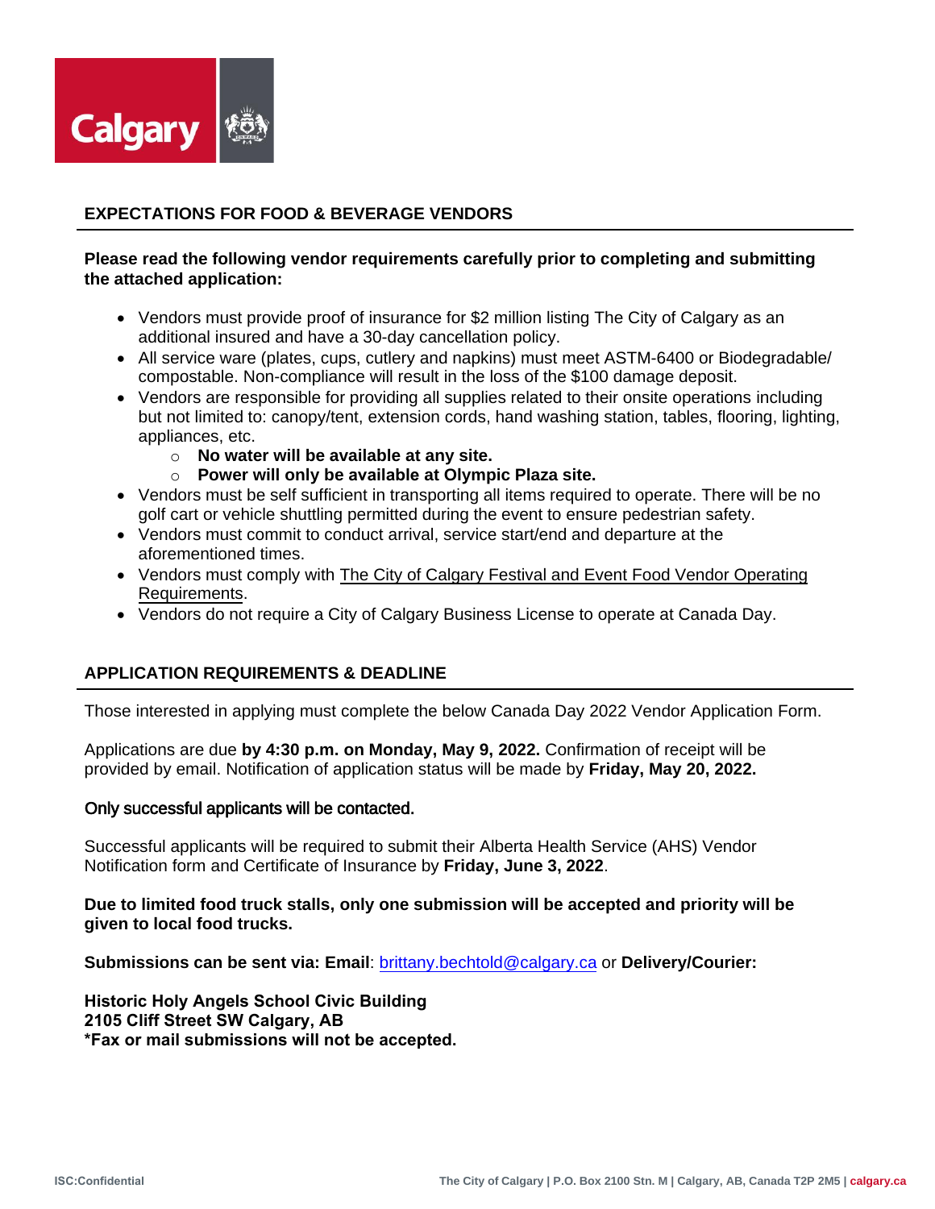## EXPECTATIONS FOR FOOD & BEVERAGE VENDORS

**Please read the following vendor requirements carefully prior to completing and submitting the attached application:**

- Vendors must provide proof of insurance for $2 million listing The City of Calgary as an additional insured and have a 30-day cancellation policy.
- All service ware (plates, cups, cutlery and napkins) must meet ASTM-6400 or Biodegradable/ compostable. Non-compliance will result in the loss of the $100 damage deposit.
- Vendors are responsible for providing all supplies related to their onsite operations including but not limited to: canopy/tent, extension cords, hand washing station, tables, flooring, lighting, appliances, etc.
  - **No water will be available at any site.**
  - **Power will only be available at Olympic Plaza site.**
- Vendors must be self sufficient in transporting all items required to operate. There will be no golf cart or vehicle shuttling permitted during the event to ensure pedestrian safety.
- Vendors must commit to conduct arrival, service start/end and departure at the aforementioned times.
- Vendors must comply with The City of Calgary Festival and Event Food Vendor Operating Requirements.
- Vendors do not require a City of Calgary Business License to operate at Canada Day.

## APPLICATION REQUIREMENTS & DEADLINE

Those interested in applying must complete the below Canada Day 2022 Vendor Application Form.

Applications are due **by 4:30 p.m. on Monday, May 9, 2022.** Confirmation of receipt will be provided by email. Notification of application status will be made by **Friday, May 20, 2022.**

Only successful applicants will be contacted.

Successful applicants will be required to submit their Alberta Health Service (AHS) Vendor Notification form and Certificate of Insurance by **Friday, June 3, 2022**.

**Due to limited food truck stalls, only one submission will be accepted and priority will be given to local food trucks.**

**Submissions can be sent via: Email**: brittany.bechtold@calgary.ca or **Delivery/Courier:**

**Historic Holy Angels School Civic Building**
**2105 Cliff Street SW Calgary, AB**
**\*Fax or mail submissions will not be accepted.**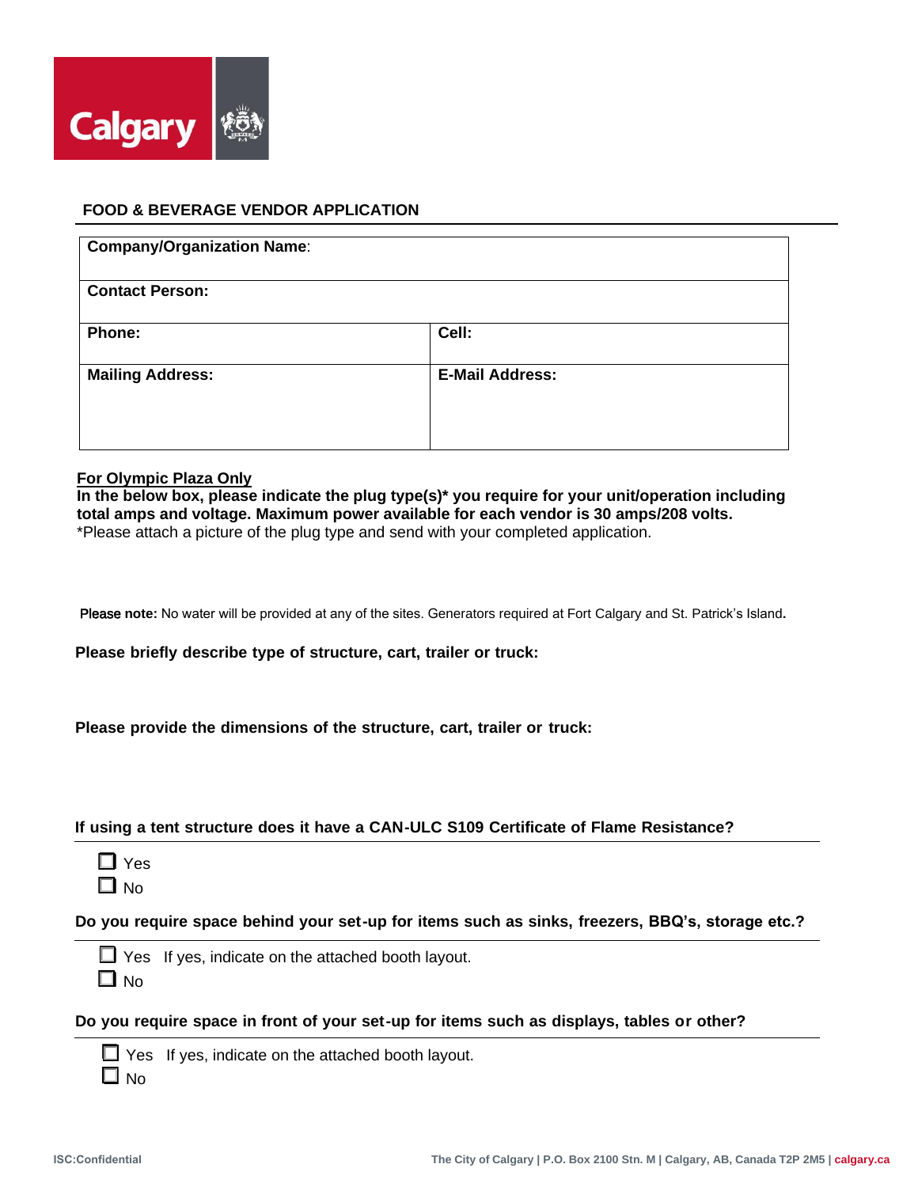## FOOD & BEVERAGE VENDOR APPLICATION

| **Company/Organization Name**: | |
|---|---|
| **Contact Person:** | |
| **Phone:** | **Cell:** |
| **Mailing Address:** | **E-Mail Address:** |

**For Olympic Plaza Only**

**In the below box, please indicate the plug type(s)* you require for your unit/operation including total amps and voltage. Maximum power available for each vendor is 30 amps/208 volts.**

*Please attach a picture of the plug type and send with your completed application.

**Please note:** No water will be provided at any of the sites. Generators required at Fort Calgary and St. Patrick's Island.

**Please briefly describe type of structure, cart, trailer or truck:**

**Please provide the dimensions of the structure, cart, trailer or truck:**

**If using a tent structure does it have a CAN-ULC S109 Certificate of Flame Resistance?**

- ☐ Yes
- ☐ No

**Do you require space behind your set-up for items such as sinks, freezers, BBQ's, storage etc.?**

- ☐ Yes If yes, indicate on the attached booth layout.
- ☐ No

**Do you require space in front of your set-up for items such as displays, tables or other?**

- ☐ Yes If yes, indicate on the attached booth layout.
- ☐ No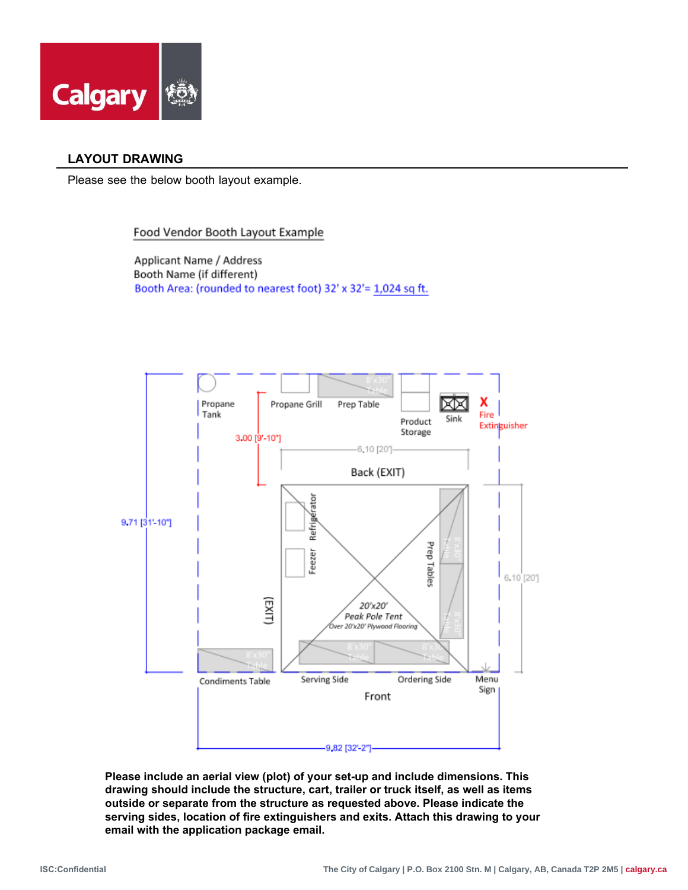## LAYOUT DRAWING

Please see the below booth layout example.

Food Vendor Booth Layout Example

Applicant Name / Address
Booth Name (if different)
Booth Area: (rounded to nearest foot) 32' x 32'= 1,024 sq ft.

Propane Tank
Propane Grill
Prep Table
8'x30" Table
Product Storage
Sink
X Fire Extinguisher
3.00 [9'-10"]
6.10 [20']
Back (EXIT)
9.71 [31'-10"]
Refrigerator
Feezer
Prep Tables
8'x30" Table
8'x30" Table
20'x20' Peak Pole Tent
Over 20'x20' Plywood Flooring
(EXIT)
6.10 [20']
8'x30" Table
8'x30" Table
8'x30" Table
Condiments Table
Serving Side
Ordering Side
Menu Sign
Front
9.82 [32'-2"]

**Please include an aerial view (plot) of your set-up and include dimensions. This drawing should include the structure, cart, trailer or truck itself, as well as items outside or separate from the structure as requested above. Please indicate the serving sides, location of fire extinguishers and exits. Attach this drawing to your email with the application package email.**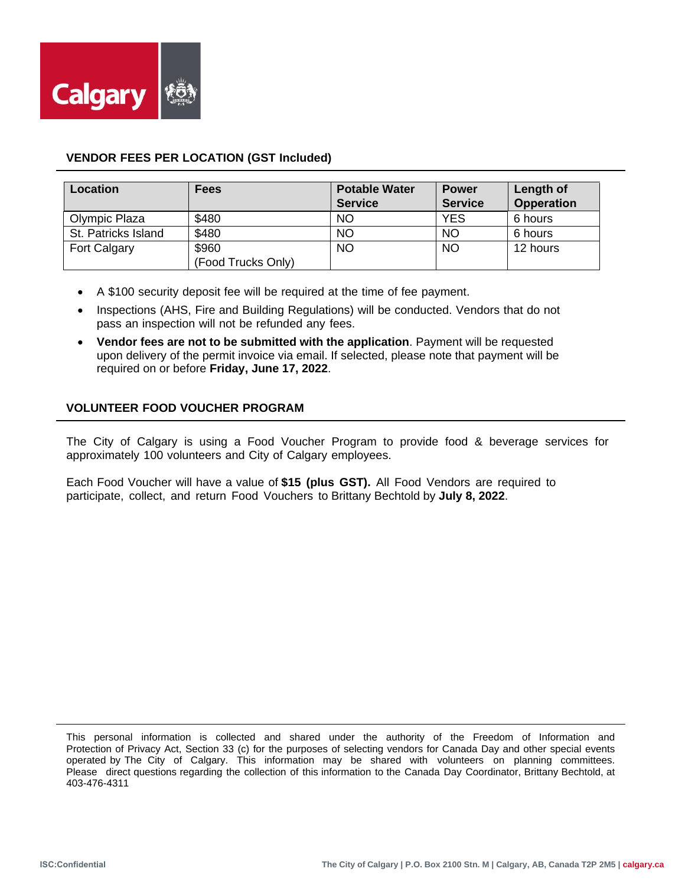## VENDOR FEES PER LOCATION (GST Included)

| Location | Fees | Potable Water Service | Power Service | Length of Opperation |
|---|---|---|---|---|
| Olympic Plaza | $480 | NO | YES | 6 hours |
| St. Patricks Island | $480 | NO | NO | 6 hours |
| Fort Calgary | $960 (Food Trucks Only) | NO | NO | 12 hours |

- A $100 security deposit fee will be required at the time of fee payment.
- Inspections (AHS, Fire and Building Regulations) will be conducted. Vendors that do not pass an inspection will not be refunded any fees.
- **Vendor fees are not to be submitted with the application**. Payment will be requested upon delivery of the permit invoice via email. If selected, please note that payment will be required on or before **Friday, June 17, 2022**.

## VOLUNTEER FOOD VOUCHER PROGRAM

The City of Calgary is using a Food Voucher Program to provide food & beverage services for approximately 100 volunteers and City of Calgary employees.

Each Food Voucher will have a value of **$15 (plus GST).** All Food Vendors are required to participate, collect, and return Food Vouchers to Brittany Bechtold by **July 8, 2022**.

This personal information is collected and shared under the authority of the Freedom of Information and Protection of Privacy Act, Section 33 (c) for the purposes of selecting vendors for Canada Day and other special events operated by The City of Calgary. This information may be shared with volunteers on planning committees. Please direct questions regarding the collection of this information to the Canada Day Coordinator, Brittany Bechtold, at 403-476-4311